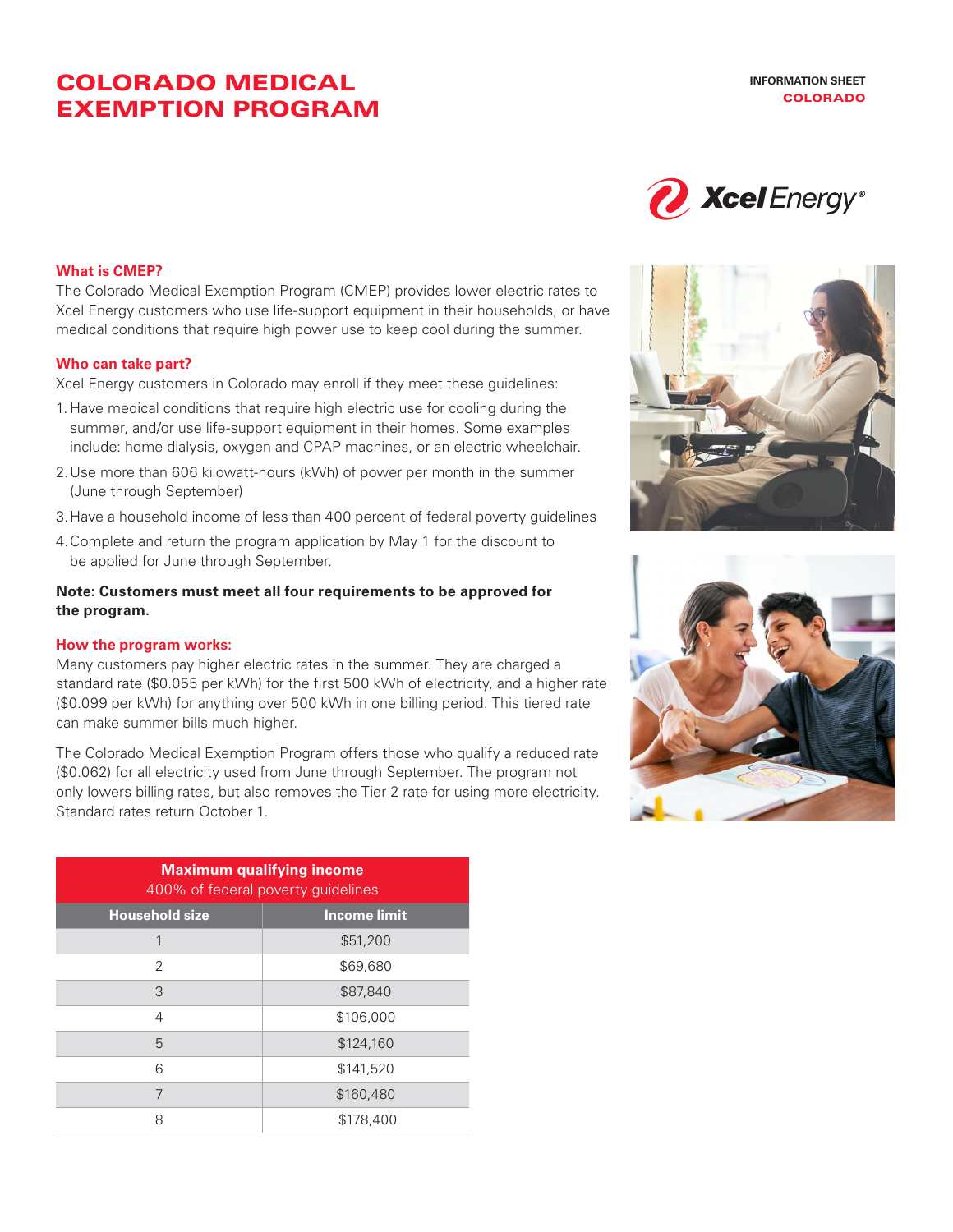# COLORADO MEDICAL EXEMPTION PROGRAM

INFORMATION SHEET
COLORADO

Xcel Energy®

## What is CMEP?

The Colorado Medical Exemption Program (CMEP) provides lower electric rates to Xcel Energy customers who use life-support equipment in their households, or have medical conditions that require high power use to keep cool during the summer.

## Who can take part?

Xcel Energy customers in Colorado may enroll if they meet these guidelines:

1. Have medical conditions that require high electric use for cooling during the summer, and/or use life-support equipment in their homes. Some examples include: home dialysis, oxygen and CPAP machines, or an electric wheelchair.
2. Use more than 606 kilowatt-hours (kWh) of power per month in the summer (June through September)
3. Have a household income of less than 400 percent of federal poverty guidelines
4. Complete and return the program application by May 1 for the discount to be applied for June through September.

**Note: Customers must meet all four requirements to be approved for the program.**

## How the program works:

Many customers pay higher electric rates in the summer. They are charged a standard rate ($0.055 per kWh) for the first 500 kWh of electricity, and a higher rate ($0.099 per kWh) for anything over 500 kWh in one billing period. This tiered rate can make summer bills much higher.

The Colorado Medical Exemption Program offers those who qualify a reduced rate ($0.062) for all electricity used from June through September. The program not only lowers billing rates, but also removes the Tier 2 rate for using more electricity. Standard rates return October 1.

| **Maximum qualifying income** 400% of federal poverty guidelines | |
|---|---|
| **Household size** | **Income limit** |
| 1 | $51,200 |
| 2 | $69,680 |
| 3 | $87,840 |
| 4 | $106,000 |
| 5 | $124,160 |
| 6 | $141,520 |
| 7 | $160,480 |
| 8 | $178,400 |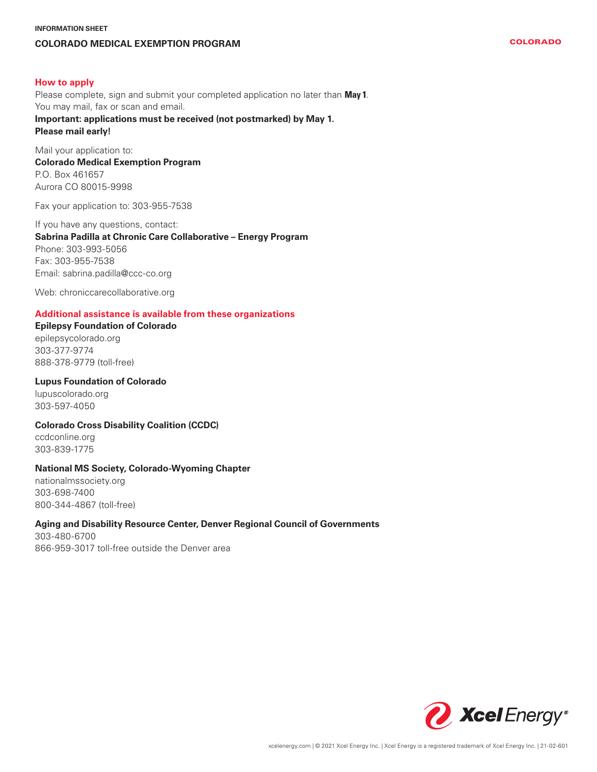## How to apply

Please complete, sign and submit your completed application no later than **May 1**.
You may mail, fax or scan and email.

**Important: applications must be received (not postmarked) by May 1.**
**Please mail early!**

Mail your application to:
**Colorado Medical Exemption Program**
P.O. Box 461657
Aurora CO 80015-9998

Fax your application to: 303-955-7538

If you have any questions, contact:
**Sabrina Padilla at Chronic Care Collaborative – Energy Program**
Phone: 303-993-5056
Fax: 303-955-7538
Email: sabrina.padilla@ccc-co.org

Web: chroniccarecollaborative.org

## Additional assistance is available from these organizations

**Epilepsy Foundation of Colorado**
epilepsycolorado.org
303-377-9774
888-378-9779 (toll-free)

**Lupus Foundation of Colorado**
lupuscolorado.org
303-597-4050

**Colorado Cross Disability Coalition (CCDC)**
ccdconline.org
303-839-1775

**National MS Society, Colorado-Wyoming Chapter**
nationalmssociety.org
303-698-7400
800-344-4867 (toll-free)

**Aging and Disability Resource Center, Denver Regional Council of Governments**
303-480-6700
866-959-3017 toll-free outside the Denver area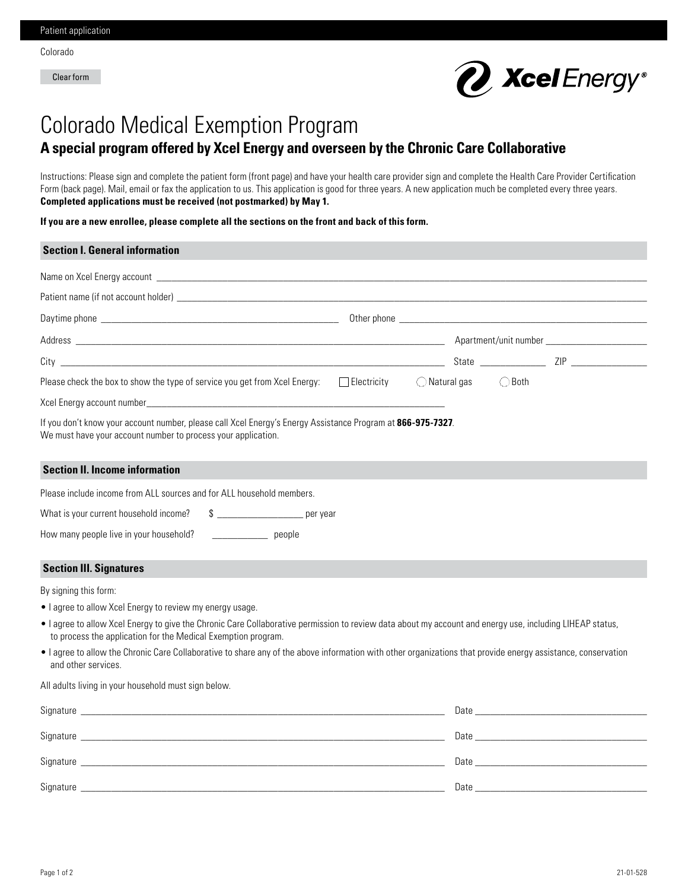Patient application

Colorado

Clear form

# Colorado Medical Exemption Program

## A special program offered by Xcel Energy and overseen by the Chronic Care Collaborative

Instructions: Please sign and complete the patient form (front page) and have your health care provider sign and complete the Health Care Provider Certification Form (back page). Mail, email or fax the application to us. This application is good for three years. A new application much be completed every three years. **Completed applications must be received (not postmarked) by May 1.**

**If you are a new enrollee, please complete all the sections on the front and back of this form.**

### Section I. General information

Name on Xcel Energy account ___________________________________________

Patient name (if not account holder) ___________________________________________

Daytime phone ____________________ Other phone ____________________

Address ____________________ Apartment/unit number ____________________

City ____________________ State __________ ZIP __________

Please check the box to show the type of service you get from Xcel Energy: ☐ Electricity ◯ Natural gas ◯ Both

Xcel Energy account number____________________

If you don't know your account number, please call Xcel Energy's Energy Assistance Program at **866-975-7327**. We must have your account number to process your application.

### Section II. Income information

Please include income from ALL sources and for ALL household members.

What is your current household income? $ __________ per year

How many people live in your household? __________ people

### Section III. Signatures

By signing this form:

- I agree to allow Xcel Energy to review my energy usage.
- I agree to allow Xcel Energy to give the Chronic Care Collaborative permission to review data about my account and energy use, including LIHEAP status, to process the application for the Medical Exemption program.
- I agree to allow the Chronic Care Collaborative to share any of the above information with other organizations that provide energy assistance, conservation and other services.

All adults living in your household must sign below.

Signature ____________________ Date __________

Signature ____________________ Date __________

Signature ____________________ Date __________

Signature ____________________ Date __________

21-01-528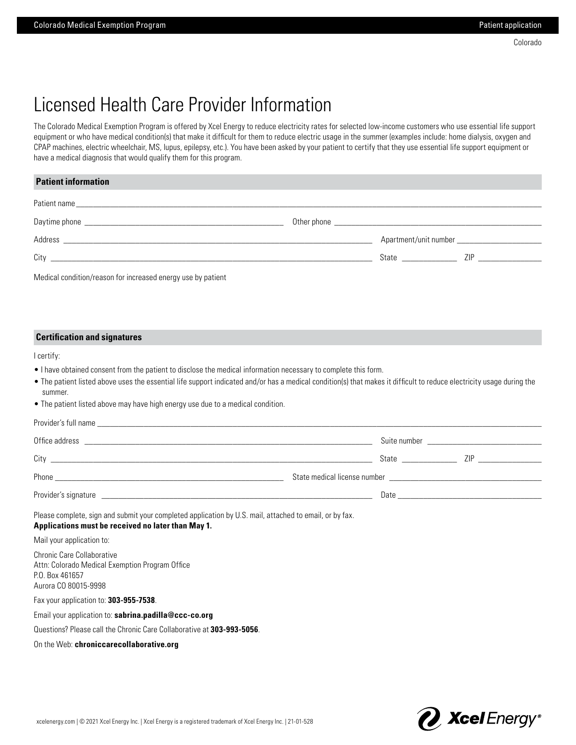# Licensed Health Care Provider Information

The Colorado Medical Exemption Program is offered by Xcel Energy to reduce electricity rates for selected low-income customers who use essential life support equipment or who have medical condition(s) that make it difficult for them to reduce electric usage in the summer (examples include: home dialysis, oxygen and CPAP machines, electric wheelchair, MS, lupus, epilepsy, etc.). You have been asked by your patient to certify that they use essential life support equipment or have a medical diagnosis that would qualify them for this program.

## Patient information

Patient name ____________________________________________

Daytime phone ______________________ Other phone ______________________

Address ______________________________ Apartment/unit number ______________

City ______________________________ State __________ ZIP __________

Medical condition/reason for increased energy use by patient

## Certification and signatures

I certify:

- I have obtained consent from the patient to disclose the medical information necessary to complete this form.
- The patient listed above uses the essential life support indicated and/or has a medical condition(s) that makes it difficult to reduce electricity usage during the summer.
- The patient listed above may have high energy use due to a medical condition.

Provider's full name ____________________________________________

Office address ______________________________ Suite number ______________

City ______________________________ State __________ ZIP __________

Phone ______________________ State medical license number ______________________

Provider's signature ______________________________ Date ______________

Please complete, sign and submit your completed application by U.S. mail, attached to email, or by fax.
**Applications must be received no later than May 1.**

Mail your application to:

Chronic Care Collaborative
Attn: Colorado Medical Exemption Program Office
P.O. Box 461657
Aurora CO 80015-9998

Fax your application to: **303-955-7538**.

Email your application to: **sabrina.padilla@ccc-co.org**

Questions? Please call the Chronic Care Collaborative at **303-993-5056**.

On the Web: **chroniccarecollaborative.org**

xcelenergy.com | © 2021 Xcel Energy Inc. | Xcel Energy is a registered trademark of Xcel Energy Inc. | 21-01-528